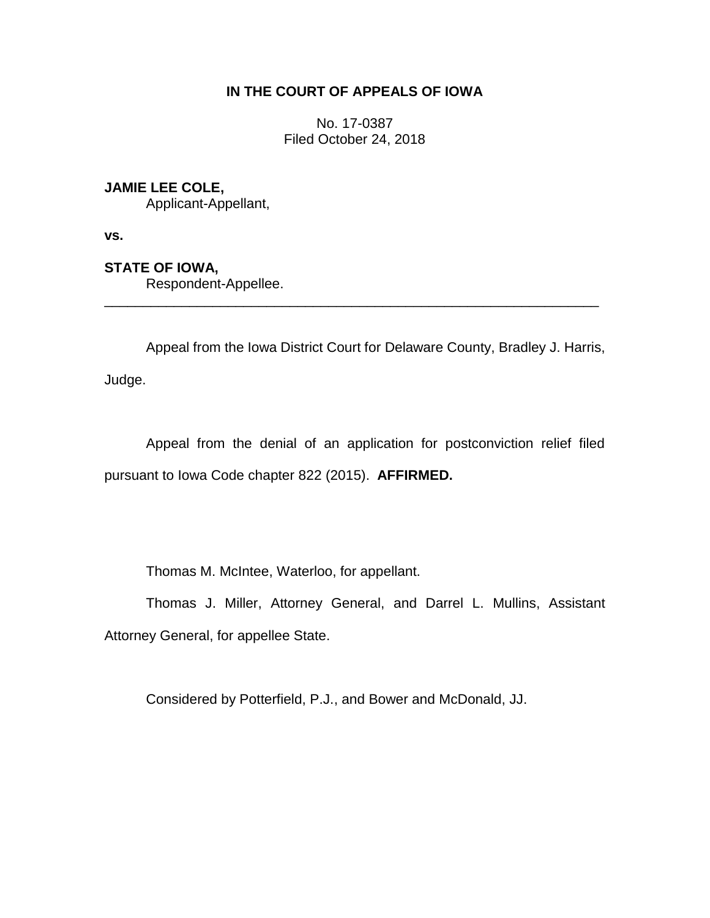**IN THE COURT OF APPEALS OF IOWA**

No. 17-0387
Filed October 24, 2018

**JAMIE LEE COLE,**
Applicant-Appellant,

**vs.**

**STATE OF IOWA,**
Respondent-Appellee.

---

Appeal from the Iowa District Court for Delaware County, Bradley J. Harris, Judge.

Appeal from the denial of an application for postconviction relief filed pursuant to Iowa Code chapter 822 (2015). **AFFIRMED.**

Thomas M. McIntee, Waterloo, for appellant.

Thomas J. Miller, Attorney General, and Darrel L. Mullins, Assistant Attorney General, for appellee State.

Considered by Potterfield, P.J., and Bower and McDonald, JJ.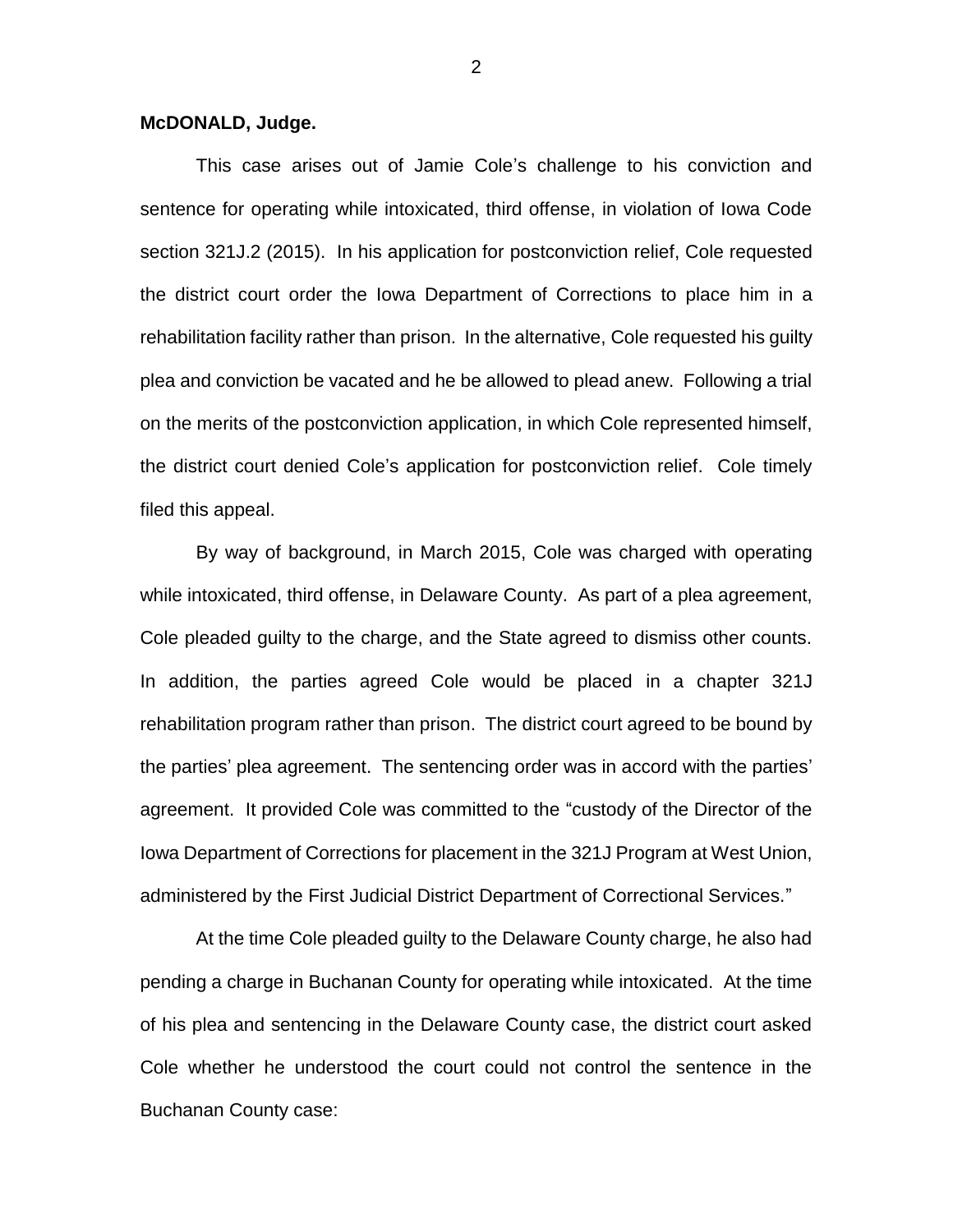**McDONALD, Judge.**

This case arises out of Jamie Cole's challenge to his conviction and sentence for operating while intoxicated, third offense, in violation of Iowa Code section 321J.2 (2015). In his application for postconviction relief, Cole requested the district court order the Iowa Department of Corrections to place him in a rehabilitation facility rather than prison. In the alternative, Cole requested his guilty plea and conviction be vacated and he be allowed to plead anew. Following a trial on the merits of the postconviction application, in which Cole represented himself, the district court denied Cole's application for postconviction relief. Cole timely filed this appeal.

By way of background, in March 2015, Cole was charged with operating while intoxicated, third offense, in Delaware County. As part of a plea agreement, Cole pleaded guilty to the charge, and the State agreed to dismiss other counts. In addition, the parties agreed Cole would be placed in a chapter 321J rehabilitation program rather than prison. The district court agreed to be bound by the parties' plea agreement. The sentencing order was in accord with the parties' agreement. It provided Cole was committed to the "custody of the Director of the Iowa Department of Corrections for placement in the 321J Program at West Union, administered by the First Judicial District Department of Correctional Services."

At the time Cole pleaded guilty to the Delaware County charge, he also had pending a charge in Buchanan County for operating while intoxicated. At the time of his plea and sentencing in the Delaware County case, the district court asked Cole whether he understood the court could not control the sentence in the Buchanan County case: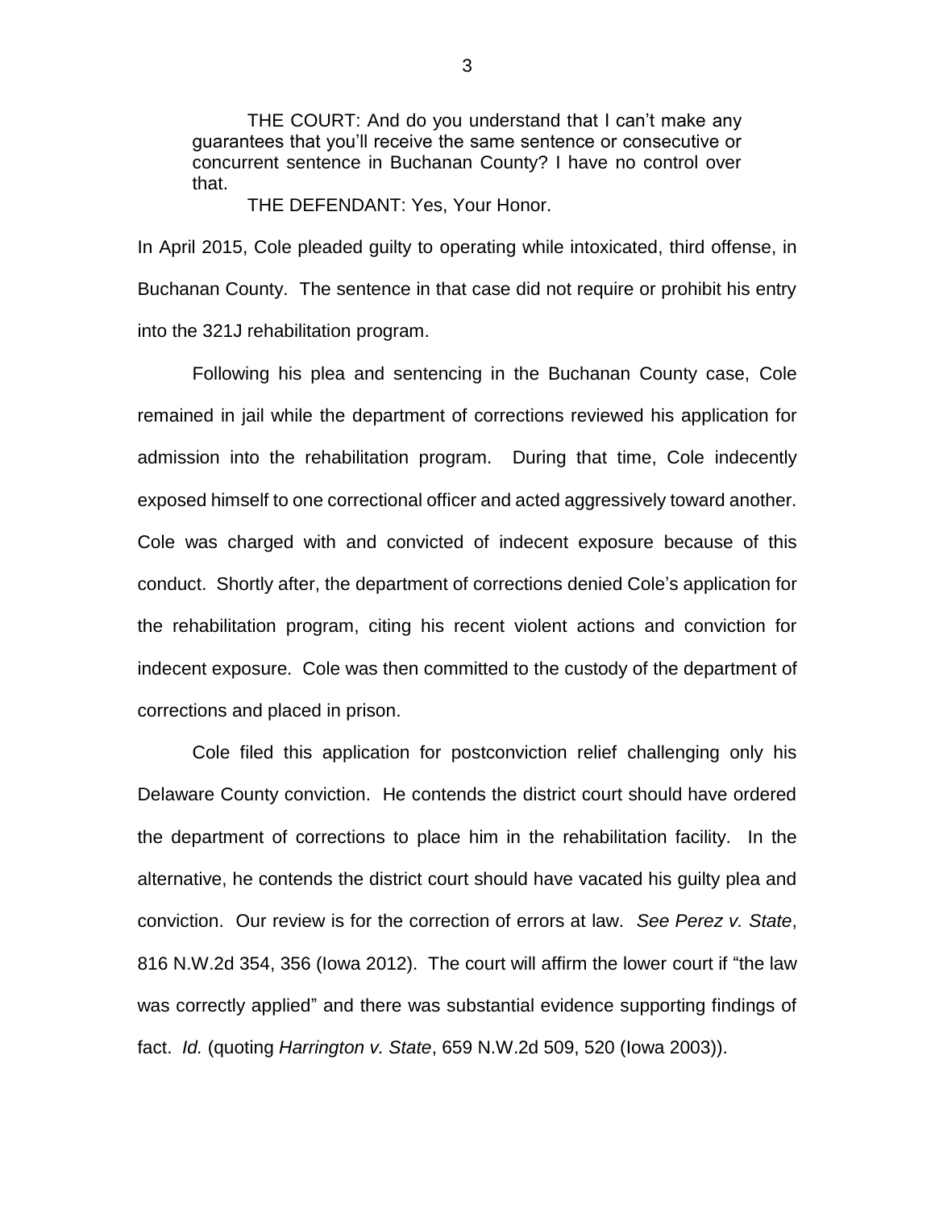> THE COURT: And do you understand that I can't make any guarantees that you'll receive the same sentence or consecutive or concurrent sentence in Buchanan County? I have no control over that.
>
> THE DEFENDANT: Yes, Your Honor.

In April 2015, Cole pleaded guilty to operating while intoxicated, third offense, in Buchanan County. The sentence in that case did not require or prohibit his entry into the 321J rehabilitation program.

Following his plea and sentencing in the Buchanan County case, Cole remained in jail while the department of corrections reviewed his application for admission into the rehabilitation program. During that time, Cole indecently exposed himself to one correctional officer and acted aggressively toward another. Cole was charged with and convicted of indecent exposure because of this conduct. Shortly after, the department of corrections denied Cole's application for the rehabilitation program, citing his recent violent actions and conviction for indecent exposure. Cole was then committed to the custody of the department of corrections and placed in prison.

Cole filed this application for postconviction relief challenging only his Delaware County conviction. He contends the district court should have ordered the department of corrections to place him in the rehabilitation facility. In the alternative, he contends the district court should have vacated his guilty plea and conviction. Our review is for the correction of errors at law. *See Perez v. State*, 816 N.W.2d 354, 356 (Iowa 2012). The court will affirm the lower court if "the law was correctly applied" and there was substantial evidence supporting findings of fact. *Id.* (quoting *Harrington v. State*, 659 N.W.2d 509, 520 (Iowa 2003)).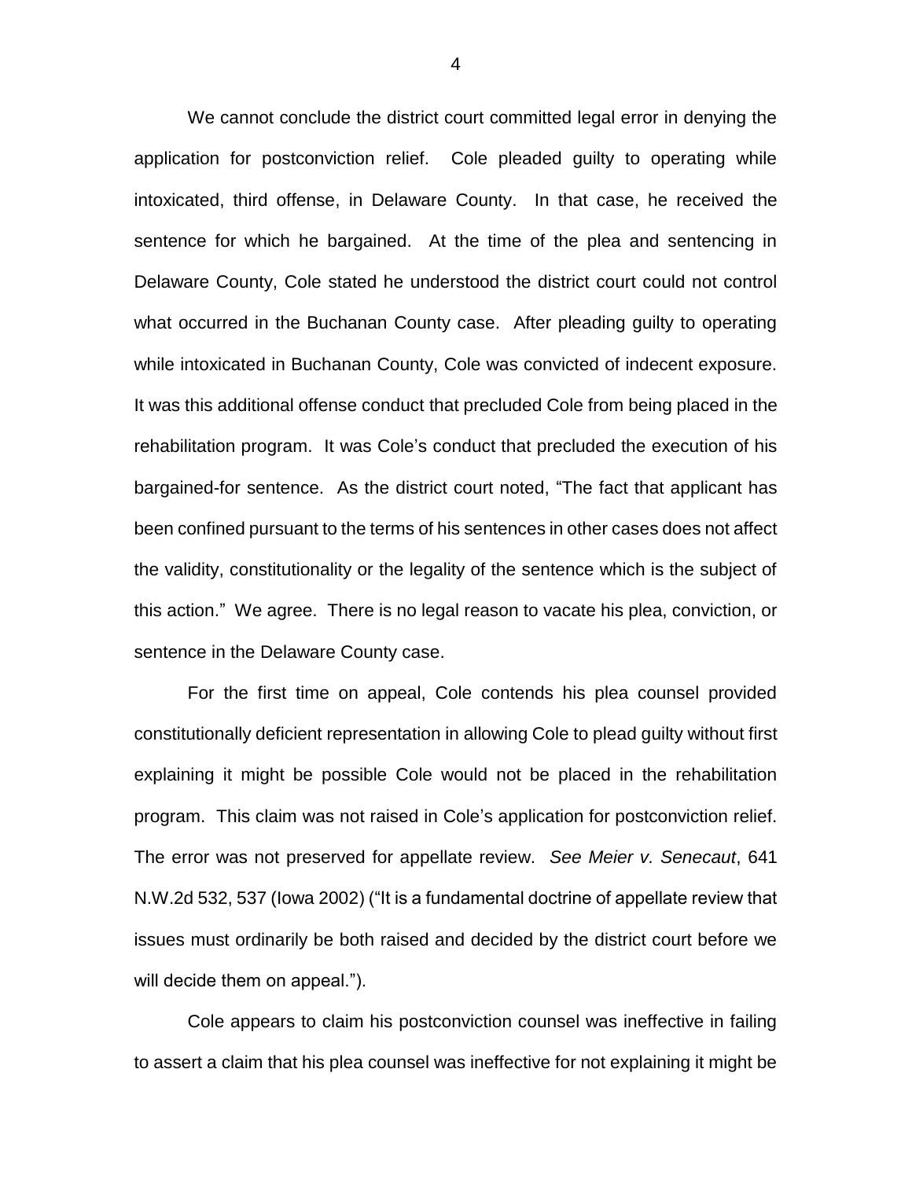We cannot conclude the district court committed legal error in denying the application for postconviction relief. Cole pleaded guilty to operating while intoxicated, third offense, in Delaware County. In that case, he received the sentence for which he bargained. At the time of the plea and sentencing in Delaware County, Cole stated he understood the district court could not control what occurred in the Buchanan County case. After pleading guilty to operating while intoxicated in Buchanan County, Cole was convicted of indecent exposure. It was this additional offense conduct that precluded Cole from being placed in the rehabilitation program. It was Cole's conduct that precluded the execution of his bargained-for sentence. As the district court noted, "The fact that applicant has been confined pursuant to the terms of his sentences in other cases does not affect the validity, constitutionality or the legality of the sentence which is the subject of this action." We agree. There is no legal reason to vacate his plea, conviction, or sentence in the Delaware County case.

For the first time on appeal, Cole contends his plea counsel provided constitutionally deficient representation in allowing Cole to plead guilty without first explaining it might be possible Cole would not be placed in the rehabilitation program. This claim was not raised in Cole's application for postconviction relief. The error was not preserved for appellate review. *See Meier v. Senecaut*, 641 N.W.2d 532, 537 (Iowa 2002) ("It is a fundamental doctrine of appellate review that issues must ordinarily be both raised and decided by the district court before we will decide them on appeal.").

Cole appears to claim his postconviction counsel was ineffective in failing to assert a claim that his plea counsel was ineffective for not explaining it might be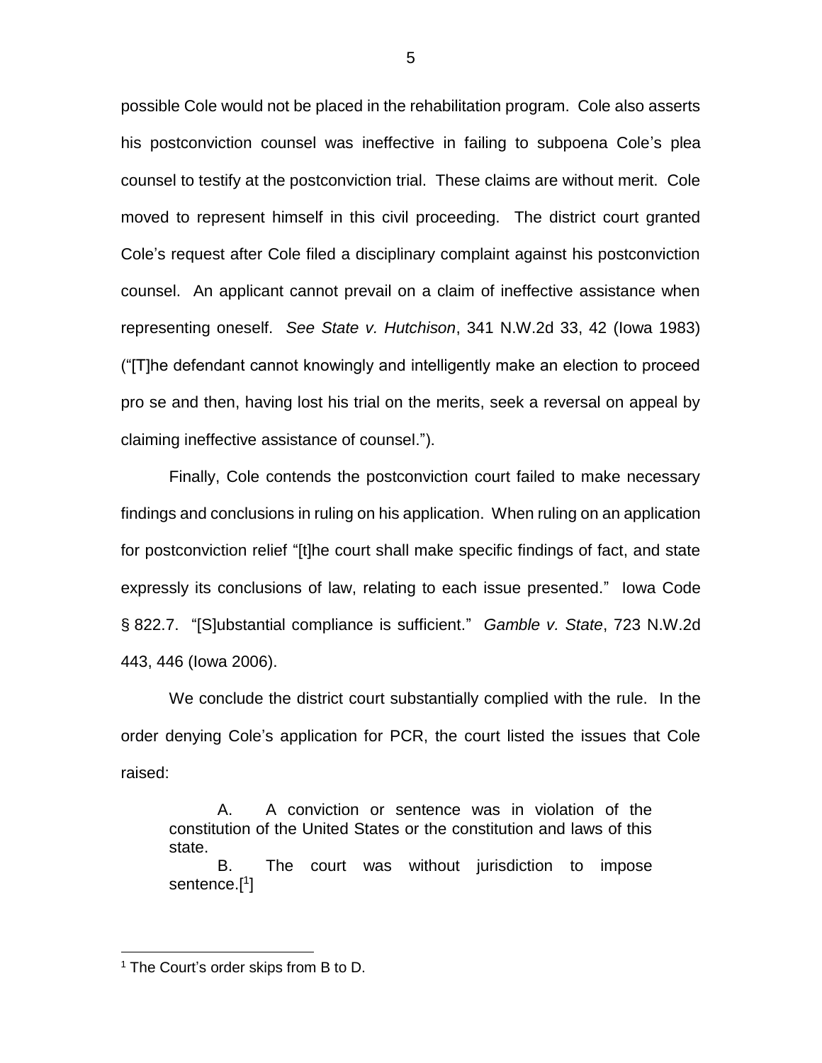possible Cole would not be placed in the rehabilitation program. Cole also asserts his postconviction counsel was ineffective in failing to subpoena Cole's plea counsel to testify at the postconviction trial. These claims are without merit. Cole moved to represent himself in this civil proceeding. The district court granted Cole's request after Cole filed a disciplinary complaint against his postconviction counsel. An applicant cannot prevail on a claim of ineffective assistance when representing oneself. *See State v. Hutchison*, 341 N.W.2d 33, 42 (Iowa 1983) ("[T]he defendant cannot knowingly and intelligently make an election to proceed pro se and then, having lost his trial on the merits, seek a reversal on appeal by claiming ineffective assistance of counsel.").

Finally, Cole contends the postconviction court failed to make necessary findings and conclusions in ruling on his application. When ruling on an application for postconviction relief "[t]he court shall make specific findings of fact, and state expressly its conclusions of law, relating to each issue presented." Iowa Code § 822.7. "[S]ubstantial compliance is sufficient." *Gamble v. State*, 723 N.W.2d 443, 446 (Iowa 2006).

We conclude the district court substantially complied with the rule. In the order denying Cole's application for PCR, the court listed the issues that Cole raised:

> A. A conviction or sentence was in violation of the constitution of the United States or the constitution and laws of this state.
> B. The court was without jurisdiction to impose sentence.[1]

[1] The Court's order skips from B to D.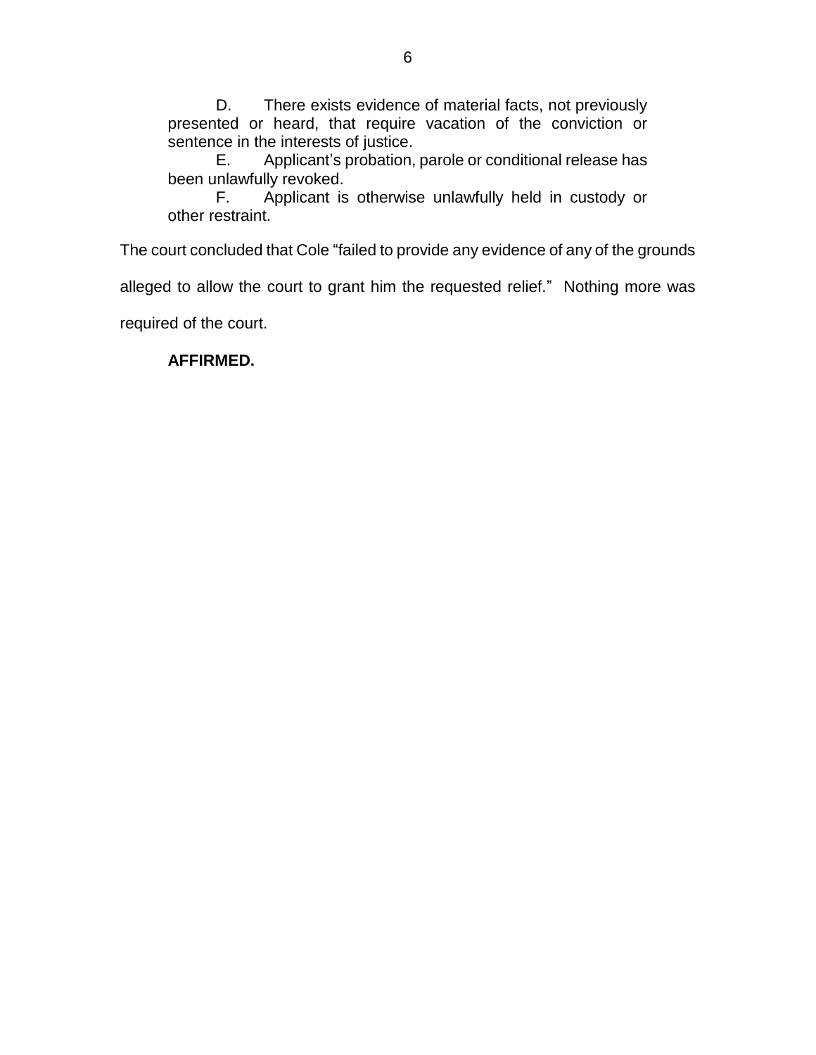> D. There exists evidence of material facts, not previously presented or heard, that require vacation of the conviction or sentence in the interests of justice.
>
> E. Applicant's probation, parole or conditional release has been unlawfully revoked.
>
> F. Applicant is otherwise unlawfully held in custody or other restraint.

The court concluded that Cole "failed to provide any evidence of any of the grounds alleged to allow the court to grant him the requested relief." Nothing more was required of the court.

**AFFIRMED.**